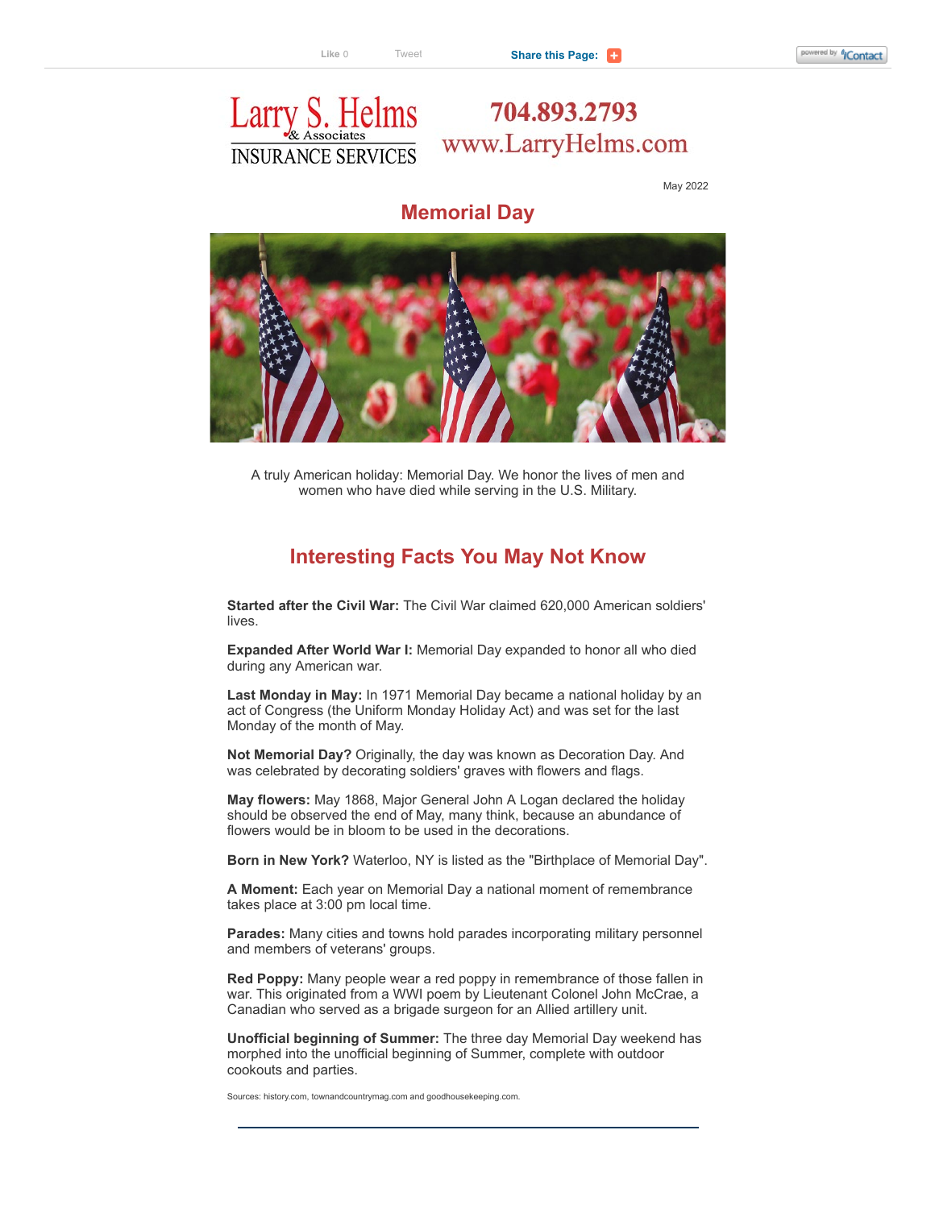Like 0 Tweet **Share this Page:**

Larry S. Helms & Associates INSURANCE SERVICES

704.893.2793
www.LarryHelms.com

May 2022

## Memorial Day

A truly American holiday: Memorial Day. We honor the lives of men and women who have died while serving in the U.S. Military.

## Interesting Facts You May Not Know

**Started after the Civil War:** The Civil War claimed 620,000 American soldiers' lives.

**Expanded After World War I:** Memorial Day expanded to honor all who died during any American war.

**Last Monday in May:** In 1971 Memorial Day became a national holiday by an act of Congress (the Uniform Monday Holiday Act) and was set for the last Monday of the month of May.

**Not Memorial Day?** Originally, the day was known as Decoration Day. And was celebrated by decorating soldiers' graves with flowers and flags.

**May flowers:** May 1868, Major General John A Logan declared the holiday should be observed the end of May, many think, because an abundance of flowers would be in bloom to be used in the decorations.

**Born in New York?** Waterloo, NY is listed as the "Birthplace of Memorial Day".

**A Moment:** Each year on Memorial Day a national moment of remembrance takes place at 3:00 pm local time.

**Parades:** Many cities and towns hold parades incorporating military personnel and members of veterans' groups.

**Red Poppy:** Many people wear a red poppy in remembrance of those fallen in war. This originated from a WWI poem by Lieutenant Colonel John McCrae, a Canadian who served as a brigade surgeon for an Allied artillery unit.

**Unofficial beginning of Summer:** The three day Memorial Day weekend has morphed into the unofficial beginning of Summer, complete with outdoor cookouts and parties.

Sources: history.com, townandcountrymag.com and goodhousekeeping.com.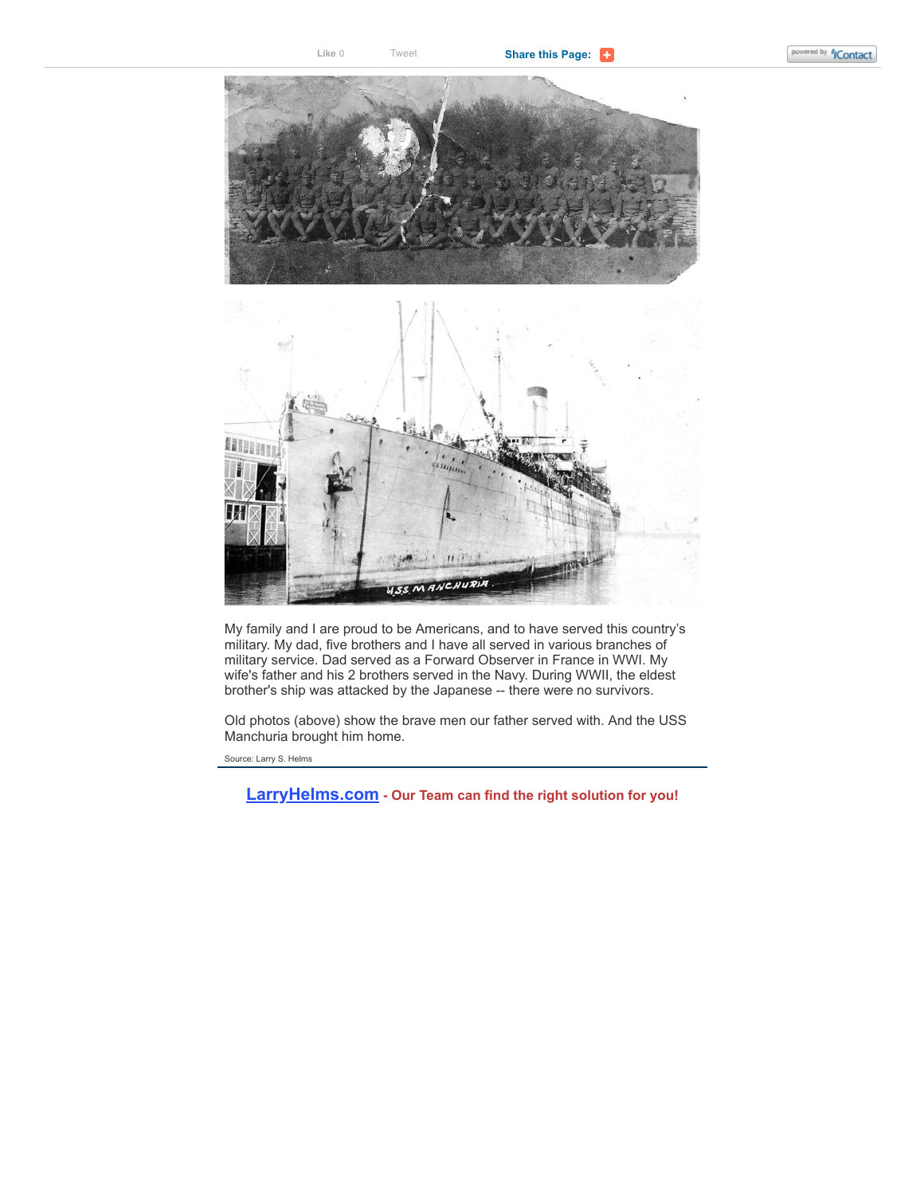My family and I are proud to be Americans, and to have served this country's military. My dad, five brothers and I have all served in various branches of military service. Dad served as a Forward Observer in France in WWI. My wife's father and his 2 brothers served in the Navy. During WWII, the eldest brother's ship was attacked by the Japanese -- there were no survivors.

Old photos (above) show the brave men our father served with. And the USS Manchuria brought him home.

Source: Larry S. Helms

---

**[LarryHelms.com](http://LarryHelms.com) - Our Team can find the right solution for you!**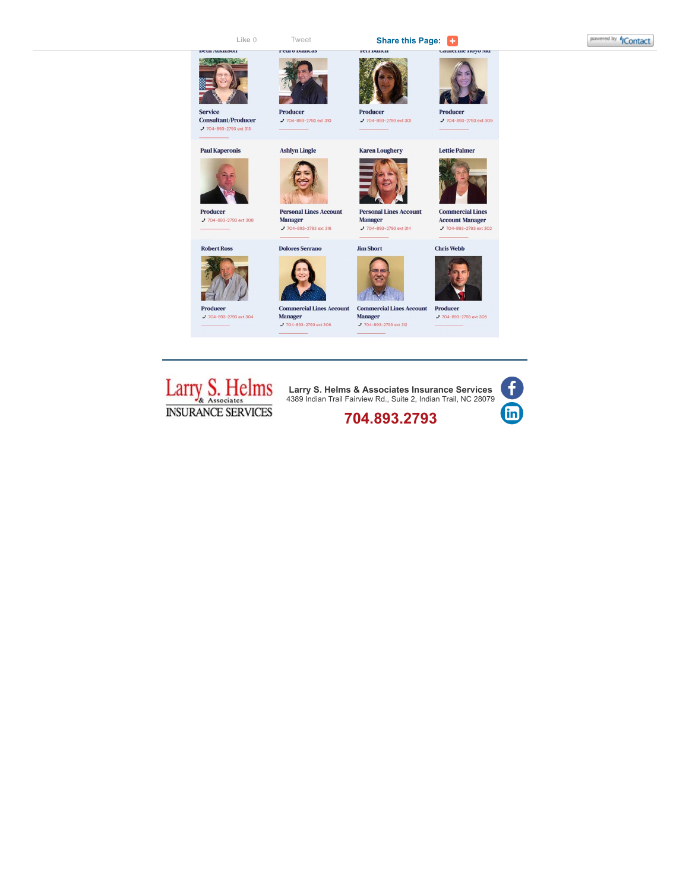Like 0 Tweet **Share this Page:**

| | | | |
|---|---|---|---|
| Beth Atkinson | Pedro Biancas | Terri Bunch | Catherine Hoyo Mu |
| Service Consultant/Producer | Producer | Producer | Producer |
| 704-893-2793 ext 313 | 704-893-2793 ext 310 | 704-893-2793 ext 301 | 704-893-2793 ext 309 |
| Paul Kaperonis | Ashlyn Lingle | Karen Loughery | Lettie Palmer |
| Producer | Personal Lines Account Manager | Personal Lines Account Manager | Commercial Lines Account Manager |
| 704-893-2793 ext 308 | 704-893-2793 ext 316 | 704-893-2793 ext 314 | 704-893-2793 ext 302 |
| Robert Ross | Dolores Serrano | Jim Short | Chris Webb |
| Producer | Commercial Lines Account Manager | Commercial Lines Account Manager | Producer |
| 704-893-2793 ext 304 | 704-893-2793 ext 306 | 704-893-2793 ext 312 | 704-893-2793 ext 305 |

---

Larry S. Helms & Associates INSURANCE SERVICES

**Larry S. Helms & Associates Insurance Services**
4389 Indian Trail Fairview Rd., Suite 2, Indian Trail, NC 28079

**704.893.2793**